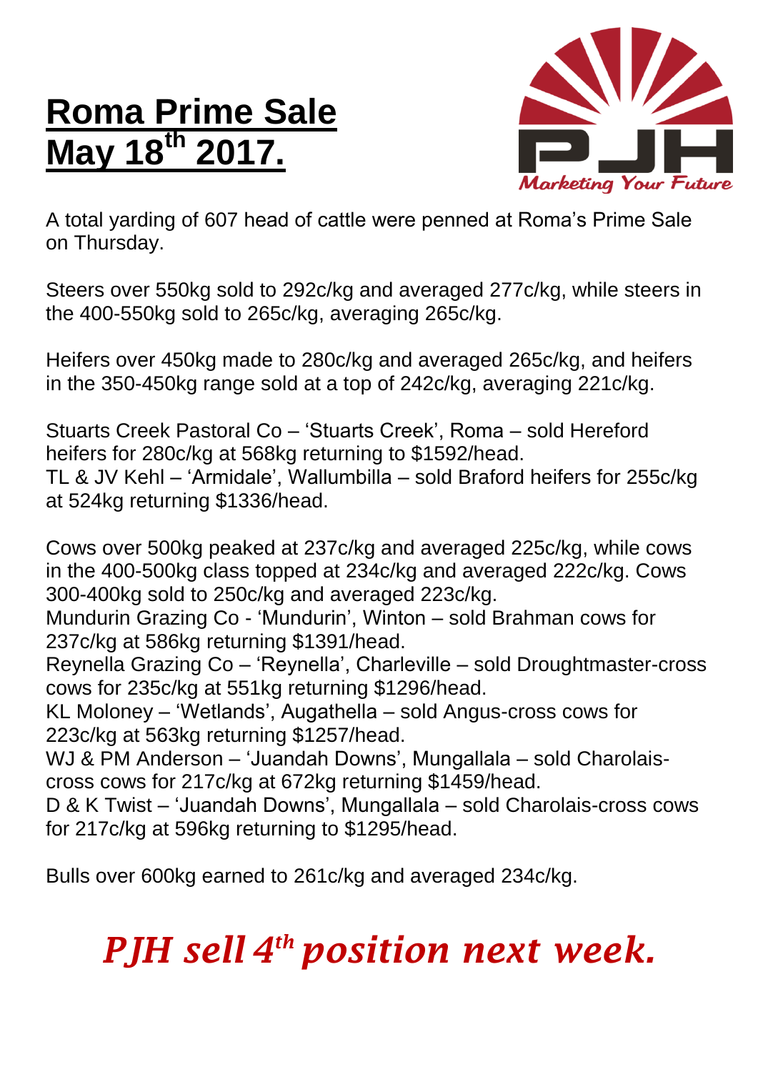# Roma Prime Sale May 18th 2017.

PJH Marketing Your Future

A total yarding of 607 head of cattle were penned at Roma's Prime Sale on Thursday.

Steers over 550kg sold to 292c/kg and averaged 277c/kg, while steers in the 400-550kg sold to 265c/kg, averaging 265c/kg.

Heifers over 450kg made to 280c/kg and averaged 265c/kg, and heifers in the 350-450kg range sold at a top of 242c/kg, averaging 221c/kg.

Stuarts Creek Pastoral Co – 'Stuarts Creek', Roma – sold Hereford heifers for 280c/kg at 568kg returning to $1592/head.
TL & JV Kehl – 'Armidale', Wallumbilla – sold Braford heifers for 255c/kg at 524kg returning $1336/head.

Cows over 500kg peaked at 237c/kg and averaged 225c/kg, while cows in the 400-500kg class topped at 234c/kg and averaged 222c/kg. Cows 300-400kg sold to 250c/kg and averaged 223c/kg.
Mundurin Grazing Co - 'Mundurin', Winton – sold Brahman cows for 237c/kg at 586kg returning $1391/head.
Reynella Grazing Co – 'Reynella', Charleville – sold Droughtmaster-cross cows for 235c/kg at 551kg returning $1296/head.
KL Moloney – 'Wetlands', Augathella – sold Angus-cross cows for 223c/kg at 563kg returning $1257/head.
WJ & PM Anderson – 'Juandah Downs', Mungallala – sold Charolais-cross cows for 217c/kg at 672kg returning $1459/head.
D & K Twist – 'Juandah Downs', Mungallala – sold Charolais-cross cows for 217c/kg at 596kg returning to $1295/head.

Bulls over 600kg earned to 261c/kg and averaged 234c/kg.

***PJH sell 4th position next week.***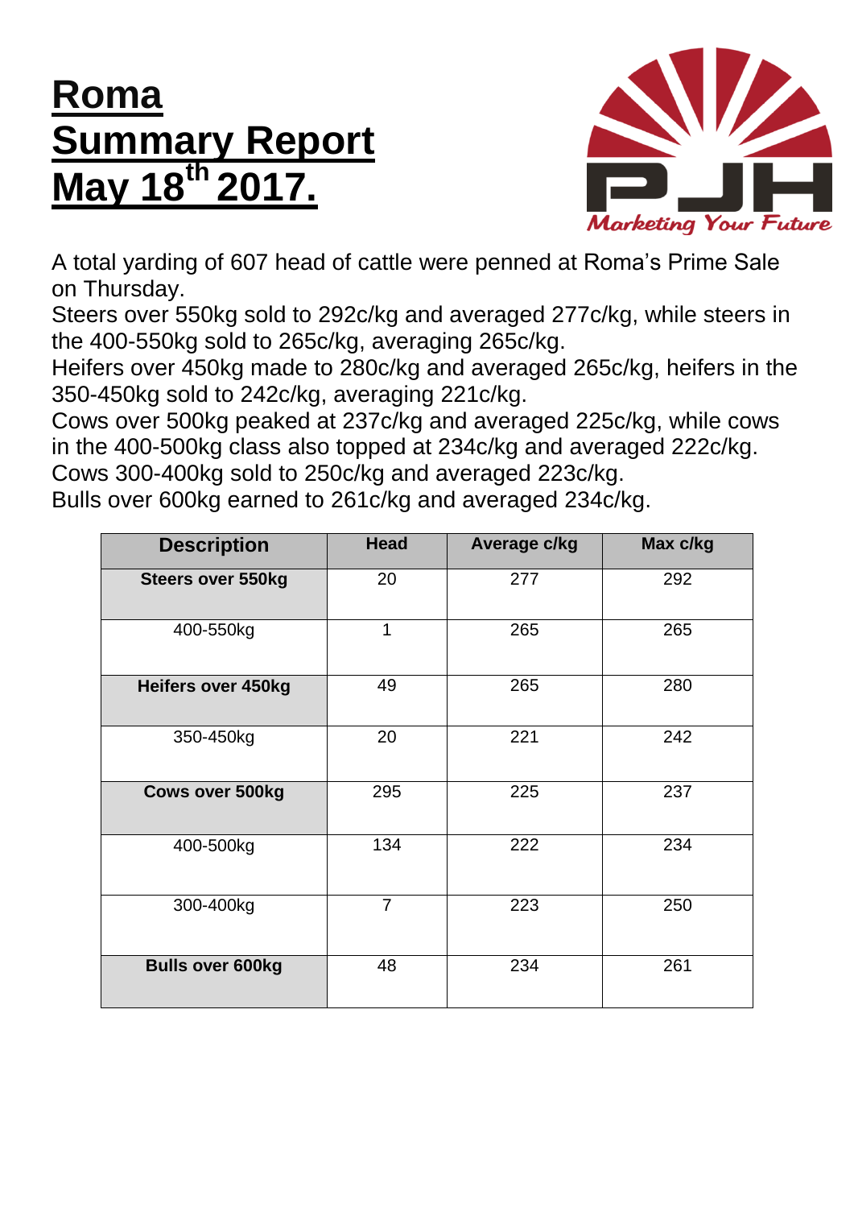# Roma Summary Report May 18th 2017.

Marketing Your Future

A total yarding of 607 head of cattle were penned at Roma's Prime Sale on Thursday.

Steers over 550kg sold to 292c/kg and averaged 277c/kg, while steers in the 400-550kg sold to 265c/kg, averaging 265c/kg.

Heifers over 450kg made to 280c/kg and averaged 265c/kg, heifers in the 350-450kg sold to 242c/kg, averaging 221c/kg.

Cows over 500kg peaked at 237c/kg and averaged 225c/kg, while cows in the 400-500kg class also topped at 234c/kg and averaged 222c/kg.

Cows 300-400kg sold to 250c/kg and averaged 223c/kg.

Bulls over 600kg earned to 261c/kg and averaged 234c/kg.

| Description | Head | Average c/kg | Max c/kg |
|---|---|---|---|
| **Steers over 550kg** | 20 | 277 | 292 |
| 400-550kg | 1 | 265 | 265 |
| **Heifers over 450kg** | 49 | 265 | 280 |
| 350-450kg | 20 | 221 | 242 |
| **Cows over 500kg** | 295 | 225 | 237 |
| 400-500kg | 134 | 222 | 234 |
| 300-400kg | 7 | 223 | 250 |
| **Bulls over 600kg** | 48 | 234 | 261 |